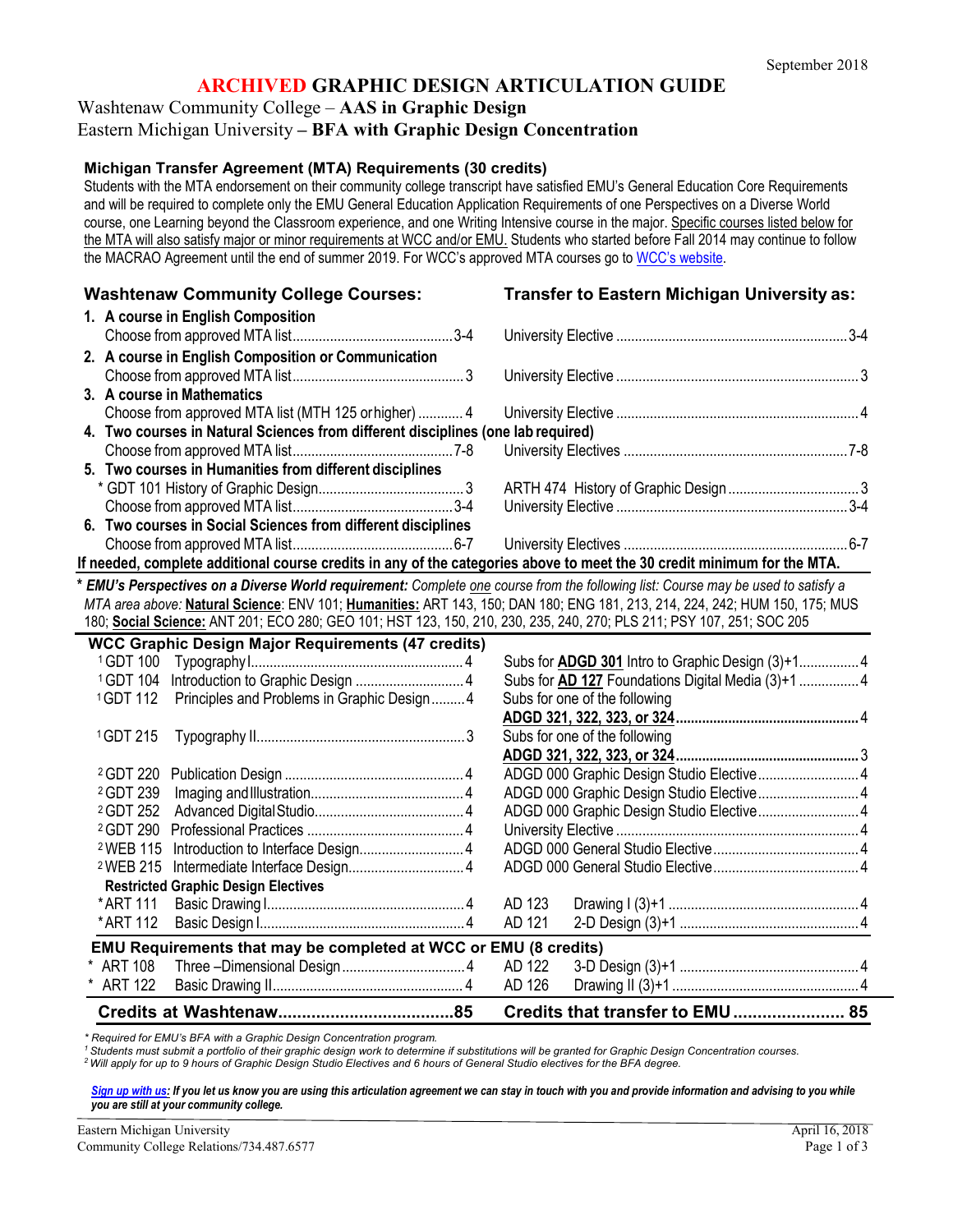September 2018

# ARCHIVED GRAPHIC DESIGN ARTICULATION GUIDE

## Washtenaw Community College – AAS in Graphic Design
## Eastern Michigan University – BFA with Graphic Design Concentration

### Michigan Transfer Agreement (MTA) Requirements (30 credits)

Students with the MTA endorsement on their community college transcript have satisfied EMU's General Education Core Requirements and will be required to complete only the EMU General Education Application Requirements of one Perspectives on a Diverse World course, one Learning beyond the Classroom experience, and one Writing Intensive course in the major. Specific courses listed below for the MTA will also satisfy major or minor requirements at WCC and/or EMU. Students who started before Fall 2014 may continue to follow the MACRAO Agreement until the end of summer 2019. For WCC's approved MTA courses go to WCC's website.

| Washtenaw Community College Courses: | Transfer to Eastern Michigan University as: |
|---|---|
| **1. A course in English Composition** | |
| Choose from approved MTA list ... 3-4 | University Elective ... 3-4 |
| **2. A course in English Composition or Communication** | |
| Choose from approved MTA list ... 3 | University Elective ... 3 |
| **3. A course in Mathematics** | |
| Choose from approved MTA list (MTH 125 or higher) ... 4 | University Elective ... 4 |
| **4. Two courses in Natural Sciences from different disciplines (one lab required)** | |
| Choose from approved MTA list ... 7-8 | University Electives ... 7-8 |
| **5. Two courses in Humanities from different disciplines** | |
| * GDT 101 History of Graphic Design ... 3 | ARTH 474 History of Graphic Design ... 3 |
| Choose from approved MTA list ... 3-4 | University Elective ... 3-4 |
| **6. Two courses in Social Sciences from different disciplines** | |
| Choose from approved MTA list ... 6-7 | University Electives ... 6-7 |

**If needed, complete additional course credits in any of the categories above to meet the 30 credit minimum for the MTA.**

* ***EMU's Perspectives on a Diverse World requirement:*** *Complete one course from the following list: Course may be used to satisfy a MTA area above:* **Natural Science**: ENV 101; **Humanities:** ART 143, 150; DAN 180; ENG 181, 213, 214, 224, 242; HUM 150, 175; MUS 180; **Social Science:** ANT 201; ECO 280; GEO 101; HST 123, 150, 210, 230, 235, 240, 270; PLS 211; PSY 107, 251; SOC 205

| WCC Graphic Design Major Requirements (47 credits) | | Transfer to EMU |
|---|---|---|
| [1]GDT 100 | Typography I ... 4 | Subs for **ADGD 301** Intro to Graphic Design (3)+1 ... 4 |
| [1]GDT 104 | Introduction to Graphic Design ... 4 | Subs for **AD 127** Foundations Digital Media (3)+1 ... 4 |
| [1]GDT 112 | Principles and Problems in Graphic Design ... 4 | Subs for one of the following **ADGD 321, 322, 323, or 324** ... 4 |
| [1]GDT 215 | Typography II ... 3 | Subs for one of the following **ADGD 321, 322, 323, or 324** ... 3 |
| [2]GDT 220 | Publication Design ... 4 | ADGD 000 Graphic Design Studio Elective ... 4 |
| [2]GDT 239 | Imaging and Illustration ... 4 | ADGD 000 Graphic Design Studio Elective ... 4 |
| [2]GDT 252 | Advanced Digital Studio ... 4 | ADGD 000 Graphic Design Studio Elective ... 4 |
| [2]GDT 290 | Professional Practices ... 4 | University Elective ... 4 |
| [2]WEB 115 | Introduction to Interface Design ... 4 | ADGD 000 General Studio Elective ... 4 |
| [2]WEB 215 | Intermediate Interface Design ... 4 | ADGD 000 General Studio Elective ... 4 |
| **Restricted Graphic Design Electives** | | |
| *ART 111 | Basic Drawing I ... 4 | AD 123 Drawing I (3)+1 ... 4 |
| *ART 112 | Basic Design I ... 4 | AD 121 2-D Design (3)+1 ... 4 |
| **EMU Requirements that may be completed at WCC or EMU (8 credits)** | | |
| * ART 108 | Three –Dimensional Design ... 4 | AD 122 3-D Design (3)+1 ... 4 |
| * ART 122 | Basic Drawing II ... 4 | AD 126 Drawing II (3)+1 ... 4 |
| **Credits at Washtenaw ... 85** | | **Credits that transfer to EMU ... 85** |

*\* Required for EMU's BFA with a Graphic Design Concentration program.*
*[1] Students must submit a portfolio of their graphic design work to determine if substitutions will be granted for Graphic Design Concentration courses.*
*[2] Will apply for up to 9 hours of Graphic Design Studio Electives and 6 hours of General Studio electives for the BFA degree.*

***Sign up with us:*** ***If you let us know you are using this articulation agreement we can stay in touch with you and provide information and advising to you while you are still at your community college.***

Eastern Michigan University
Community College Relations/734.487.6577

April 16, 2018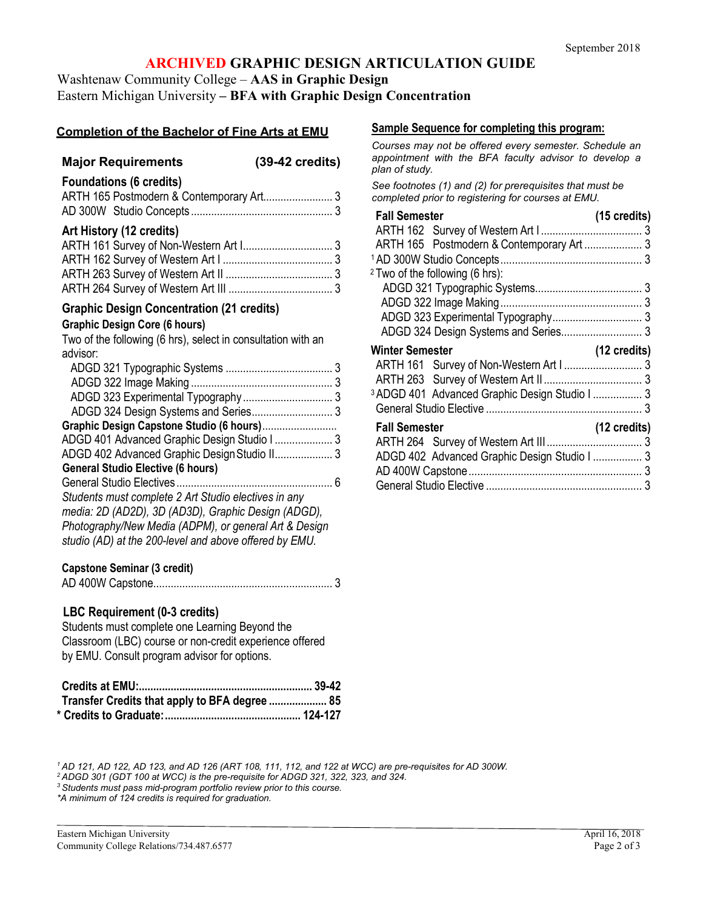September 2018

# ARCHIVED GRAPHIC DESIGN ARTICULATION GUIDE

Washtenaw Community College – **AAS in Graphic Design**
Eastern Michigan University **– BFA with Graphic Design Concentration**

## Completion of the Bachelor of Fine Arts at EMU

### Major Requirements (39-42 credits)

**Foundations (6 credits)**

| Course | Credits |
|---|---|
| ARTH 165 Postmodern & Contemporary Art | 3 |
| AD 300W Studio Concepts | 3 |

**Art History (12 credits)**

| Course | Credits |
|---|---|
| ARTH 161 Survey of Non-Western Art I | 3 |
| ARTH 162 Survey of Western Art I | 3 |
| ARTH 263 Survey of Western Art II | 3 |
| ARTH 264 Survey of Western Art III | 3 |

**Graphic Design Concentration (21 credits)**

**Graphic Design Core (6 hours)**

Two of the following (6 hrs), select in consultation with an advisor:

| Course | Credits |
|---|---|
| ADGD 321 Typographic Systems | 3 |
| ADGD 322 Image Making | 3 |
| ADGD 323 Experimental Typography | 3 |
| ADGD 324 Design Systems and Series | 3 |

**Graphic Design Capstone Studio (6 hours)**

| Course | Credits |
|---|---|
| ADGD 401 Advanced Graphic Design Studio I | 3 |
| ADGD 402 Advanced Graphic Design Studio II | 3 |

**General Studio Elective (6 hours)**

| Course | Credits |
|---|---|
| General Studio Electives | 6 |

*Students must complete 2 Art Studio electives in any media: 2D (AD2D), 3D (AD3D), Graphic Design (ADGD), Photography/New Media (ADPM), or general Art & Design studio (AD) at the 200-level and above offered by EMU.*

**Capstone Seminar (3 credit)**

| Course | Credits |
|---|---|
| AD 400W Capstone | 3 |

**LBC Requirement (0-3 credits)**

Students must complete one Learning Beyond the Classroom (LBC) course or non-credit experience offered by EMU. Consult program advisor for options.

| | |
|---|---|
| **Credits at EMU:** | **39-42** |
| **Transfer Credits that apply to BFA degree** | **85** |
| **\* Credits to Graduate:** | **124-127** |

## Sample Sequence for completing this program:

*Courses may not be offered every semester. Schedule an appointment with the BFA faculty advisor to develop a plan of study.*

*See footnotes (1) and (2) for prerequisites that must be completed prior to registering for courses at EMU.*

**Fall Semester (15 credits)**

| Course | Credits |
|---|---|
| ARTH 162 Survey of Western Art I | 3 |
| ARTH 165 Postmodern & Contemporary Art | 3 |
| [1] AD 300W Studio Concepts | 3 |
| [2] Two of the following (6 hrs): | |
| ADGD 321 Typographic Systems | 3 |
| ADGD 322 Image Making | 3 |
| ADGD 323 Experimental Typography | 3 |
| ADGD 324 Design Systems and Series | 3 |

**Winter Semester (12 credits)**

| Course | Credits |
|---|---|
| ARTH 161 Survey of Non-Western Art I | 3 |
| ARTH 263 Survey of Western Art II | 3 |
| [3] ADGD 401 Advanced Graphic Design Studio I | 3 |
| General Studio Elective | 3 |

**Fall Semester (12 credits)**

| Course | Credits |
|---|---|
| ARTH 264 Survey of Western Art III | 3 |
| ADGD 402 Advanced Graphic Design Studio I | 3 |
| AD 400W Capstone | 3 |
| General Studio Elective | 3 |

*[1] AD 121, AD 122, AD 123, and AD 126 (ART 108, 111, 112, and 122 at WCC) are pre-requisites for AD 300W.*
*[2] ADGD 301 (GDT 100 at WCC) is the pre-requisite for ADGD 321, 322, 323, and 324.*
*[3] Students must pass mid-program portfolio review prior to this course.*
*\*A minimum of 124 credits is required for graduation.*

Eastern Michigan University
Community College Relations/734.487.6577

April 16, 2018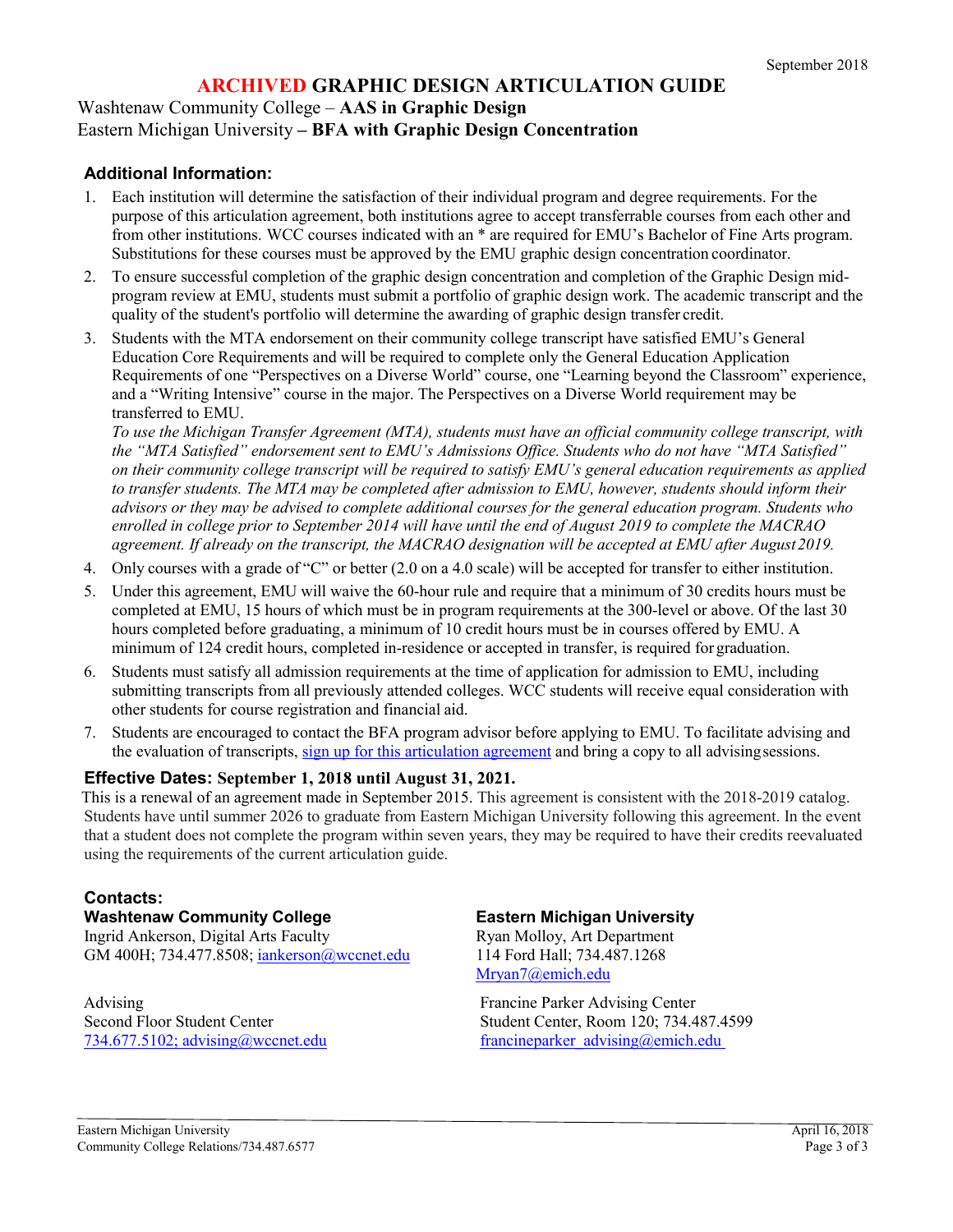September 2018

# ARCHIVED GRAPHIC DESIGN ARTICULATION GUIDE

Washtenaw Community College – **AAS in Graphic Design**
Eastern Michigan University **– BFA with Graphic Design Concentration**

## Additional Information:

1. Each institution will determine the satisfaction of their individual program and degree requirements. For the purpose of this articulation agreement, both institutions agree to accept transferrable courses from each other and from other institutions. WCC courses indicated with an * are required for EMU's Bachelor of Fine Arts program. Substitutions for these courses must be approved by the EMU graphic design concentration coordinator.
2. To ensure successful completion of the graphic design concentration and completion of the Graphic Design mid-program review at EMU, students must submit a portfolio of graphic design work. The academic transcript and the quality of the student's portfolio will determine the awarding of graphic design transfer credit.
3. Students with the MTA endorsement on their community college transcript have satisfied EMU's General Education Core Requirements and will be required to complete only the General Education Application Requirements of one "Perspectives on a Diverse World" course, one "Learning beyond the Classroom" experience, and a "Writing Intensive" course in the major. The Perspectives on a Diverse World requirement may be transferred to EMU.
   *To use the Michigan Transfer Agreement (MTA), students must have an official community college transcript, with the "MTA Satisfied" endorsement sent to EMU's Admissions Office. Students who do not have "MTA Satisfied" on their community college transcript will be required to satisfy EMU's general education requirements as applied to transfer students. The MTA may be completed after admission to EMU, however, students should inform their advisors or they may be advised to complete additional courses for the general education program. Students who enrolled in college prior to September 2014 will have until the end of August 2019 to complete the MACRAO agreement. If already on the transcript, the MACRAO designation will be accepted at EMU after August 2019.*
4. Only courses with a grade of "C" or better (2.0 on a 4.0 scale) will be accepted for transfer to either institution.
5. Under this agreement, EMU will waive the 60-hour rule and require that a minimum of 30 credits hours must be completed at EMU, 15 hours of which must be in program requirements at the 300-level or above. Of the last 30 hours completed before graduating, a minimum of 10 credit hours must be in courses offered by EMU. A minimum of 124 credit hours, completed in-residence or accepted in transfer, is required for graduation.
6. Students must satisfy all admission requirements at the time of application for admission to EMU, including submitting transcripts from all previously attended colleges. WCC students will receive equal consideration with other students for course registration and financial aid.
7. Students are encouraged to contact the BFA program advisor before applying to EMU. To facilitate advising and the evaluation of transcripts, sign up for this articulation agreement and bring a copy to all advising sessions.

## Effective Dates: September 1, 2018 until August 31, 2021.

This is a renewal of an agreement made in September 2015. This agreement is consistent with the 2018-2019 catalog. Students have until summer 2026 to graduate from Eastern Michigan University following this agreement. In the event that a student does not complete the program within seven years, they may be required to have their credits reevaluated using the requirements of the current articulation guide.

## Contacts:

**Washtenaw Community College**
Ingrid Ankerson, Digital Arts Faculty
GM 400H; 734.477.8508; iankerson@wccnet.edu

Advising
Second Floor Student Center
734.677.5102; advising@wccnet.edu

**Eastern Michigan University**
Ryan Molloy, Art Department
114 Ford Hall; 734.487.1268
Mryan7@emich.edu

Francine Parker Advising Center
Student Center, Room 120; 734.487.4599
francineparker_advising@emich.edu

Eastern Michigan University
Community College Relations/734.487.6577

April 16, 2018